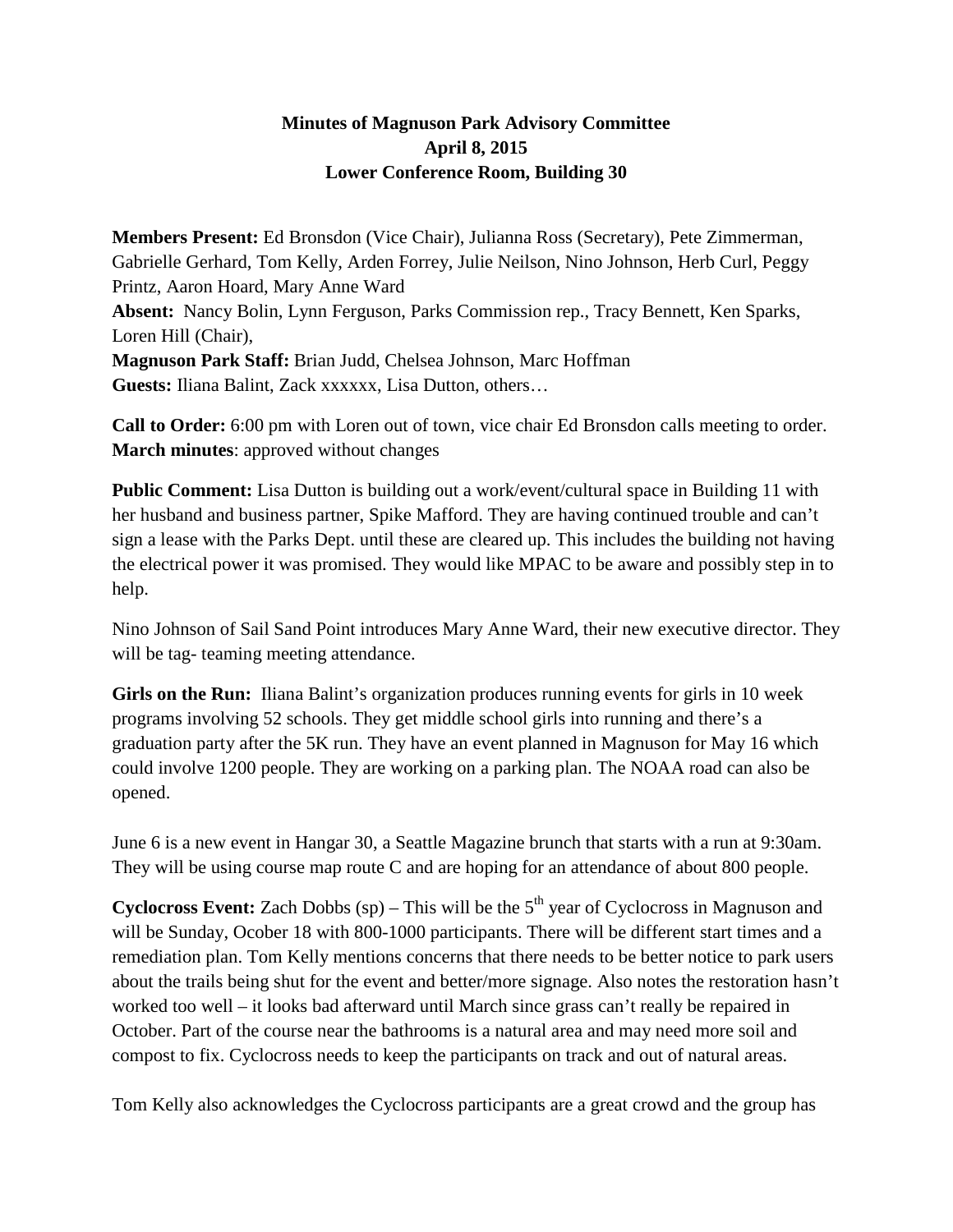**Minutes of Magnuson Park Advisory Committee**
**April 8, 2015**
**Lower Conference Room, Building 30**

**Members Present:** Ed Bronsdon (Vice Chair), Julianna Ross (Secretary), Pete Zimmerman, Gabrielle Gerhard, Tom Kelly, Arden Forrey, Julie Neilson, Nino Johnson, Herb Curl, Peggy Printz, Aaron Hoard, Mary Anne Ward
**Absent:** Nancy Bolin, Lynn Ferguson, Parks Commission rep., Tracy Bennett, Ken Sparks, Loren Hill (Chair),
**Magnuson Park Staff:** Brian Judd, Chelsea Johnson, Marc Hoffman
**Guests:** Iliana Balint, Zack xxxxxx, Lisa Dutton, others…

**Call to Order:** 6:00 pm with Loren out of town, vice chair Ed Bronsdon calls meeting to order.
**March minutes**: approved without changes

**Public Comment:** Lisa Dutton is building out a work/event/cultural space in Building 11 with her husband and business partner, Spike Mafford. They are having continued trouble and can't sign a lease with the Parks Dept. until these are cleared up. This includes the building not having the electrical power it was promised. They would like MPAC to be aware and possibly step in to help.

Nino Johnson of Sail Sand Point introduces Mary Anne Ward, their new executive director. They will be tag- teaming meeting attendance.

**Girls on the Run:** Iliana Balint's organization produces running events for girls in 10 week programs involving 52 schools. They get middle school girls into running and there's a graduation party after the 5K run. They have an event planned in Magnuson for May 16 which could involve 1200 people. They are working on a parking plan. The NOAA road can also be opened.

June 6 is a new event in Hangar 30, a Seattle Magazine brunch that starts with a run at 9:30am. They will be using course map route C and are hoping for an attendance of about 800 people.

**Cyclocross Event:** Zach Dobbs (sp) – This will be the 5th year of Cyclocross in Magnuson and will be Sunday, Ocober 18 with 800-1000 participants. There will be different start times and a remediation plan. Tom Kelly mentions concerns that there needs to be better notice to park users about the trails being shut for the event and better/more signage. Also notes the restoration hasn't worked too well – it looks bad afterward until March since grass can't really be repaired in October. Part of the course near the bathrooms is a natural area and may need more soil and compost to fix. Cyclocross needs to keep the participants on track and out of natural areas.

Tom Kelly also acknowledges the Cyclocross participants are a great crowd and the group has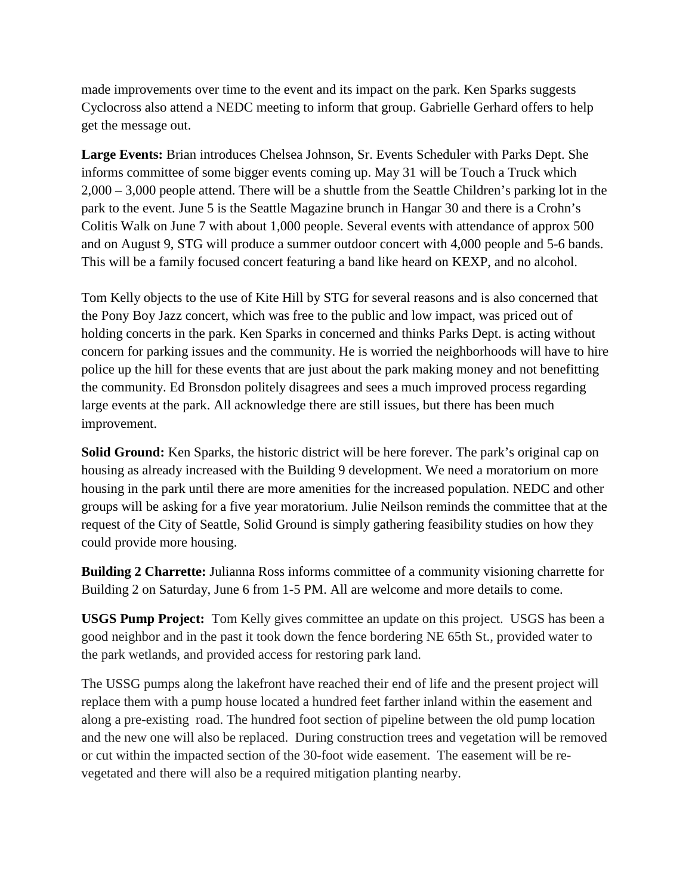made improvements over time to the event and its impact on the park. Ken Sparks suggests Cyclocross also attend a NEDC meeting to inform that group. Gabrielle Gerhard offers to help get the message out.

**Large Events:** Brian introduces Chelsea Johnson, Sr. Events Scheduler with Parks Dept. She informs committee of some bigger events coming up. May 31 will be Touch a Truck which 2,000 – 3,000 people attend. There will be a shuttle from the Seattle Children's parking lot in the park to the event. June 5 is the Seattle Magazine brunch in Hangar 30 and there is a Crohn's Colitis Walk on June 7 with about 1,000 people. Several events with attendance of approx 500 and on August 9, STG will produce a summer outdoor concert with 4,000 people and 5-6 bands. This will be a family focused concert featuring a band like heard on KEXP, and no alcohol.

Tom Kelly objects to the use of Kite Hill by STG for several reasons and is also concerned that the Pony Boy Jazz concert, which was free to the public and low impact, was priced out of holding concerts in the park. Ken Sparks in concerned and thinks Parks Dept. is acting without concern for parking issues and the community. He is worried the neighborhoods will have to hire police up the hill for these events that are just about the park making money and not benefitting the community. Ed Bronsdon politely disagrees and sees a much improved process regarding large events at the park. All acknowledge there are still issues, but there has been much improvement.

**Solid Ground:** Ken Sparks, the historic district will be here forever. The park's original cap on housing as already increased with the Building 9 development. We need a moratorium on more housing in the park until there are more amenities for the increased population. NEDC and other groups will be asking for a five year moratorium. Julie Neilson reminds the committee that at the request of the City of Seattle, Solid Ground is simply gathering feasibility studies on how they could provide more housing.

**Building 2 Charrette:** Julianna Ross informs committee of a community visioning charrette for Building 2 on Saturday, June 6 from 1-5 PM. All are welcome and more details to come.

**USGS Pump Project:** Tom Kelly gives committee an update on this project. USGS has been a good neighbor and in the past it took down the fence bordering NE 65th St., provided water to the park wetlands, and provided access for restoring park land.

The USSG pumps along the lakefront have reached their end of life and the present project will replace them with a pump house located a hundred feet farther inland within the easement and along a pre-existing road. The hundred foot section of pipeline between the old pump location and the new one will also be replaced. During construction trees and vegetation will be removed or cut within the impacted section of the 30-foot wide easement. The easement will be re-vegetated and there will also be a required mitigation planting nearby.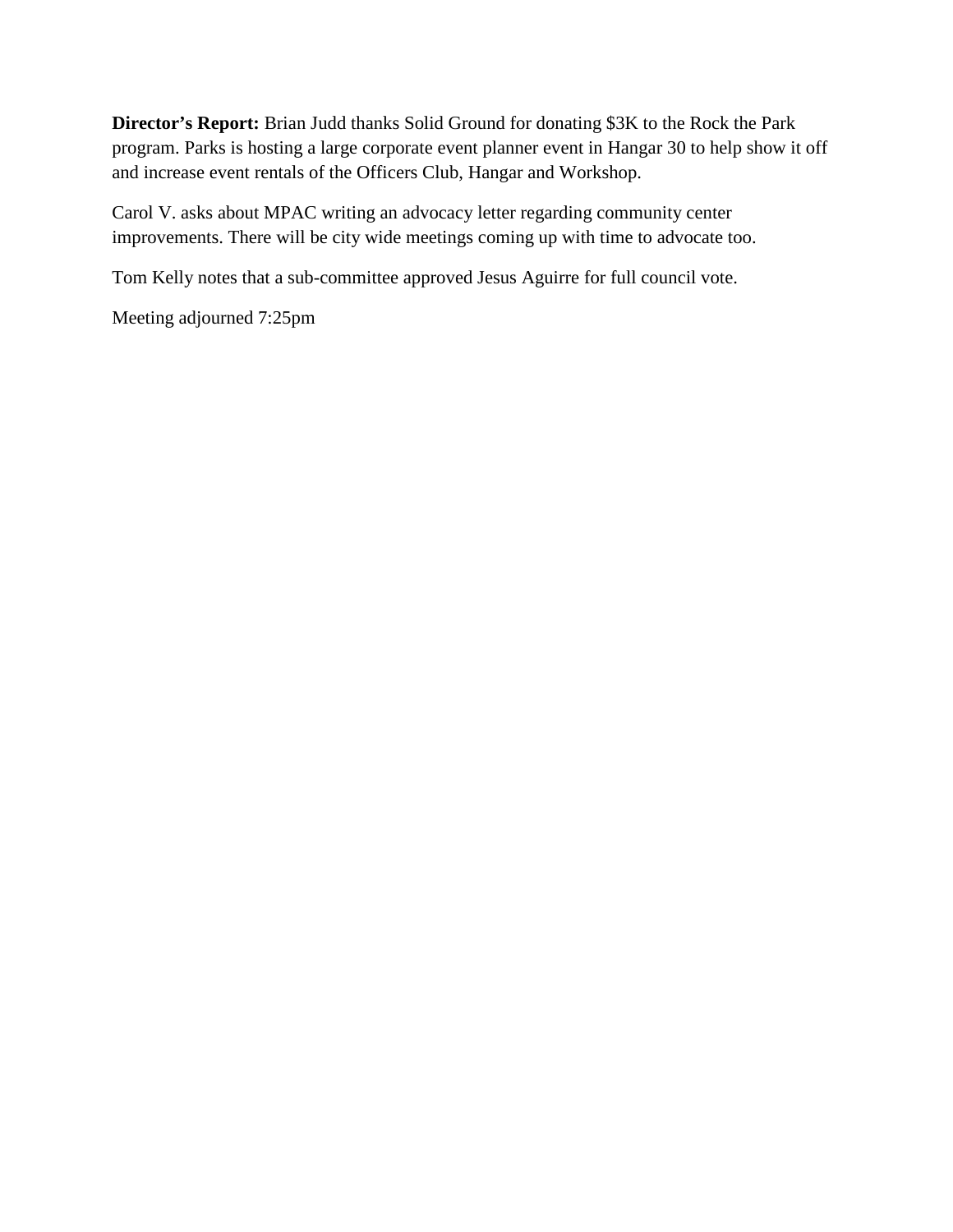**Director's Report:** Brian Judd thanks Solid Ground for donating $3K to the Rock the Park program. Parks is hosting a large corporate event planner event in Hangar 30 to help show it off and increase event rentals of the Officers Club, Hangar and Workshop.

Carol V. asks about MPAC writing an advocacy letter regarding community center improvements. There will be city wide meetings coming up with time to advocate too.

Tom Kelly notes that a sub-committee approved Jesus Aguirre for full council vote.

Meeting adjourned 7:25pm